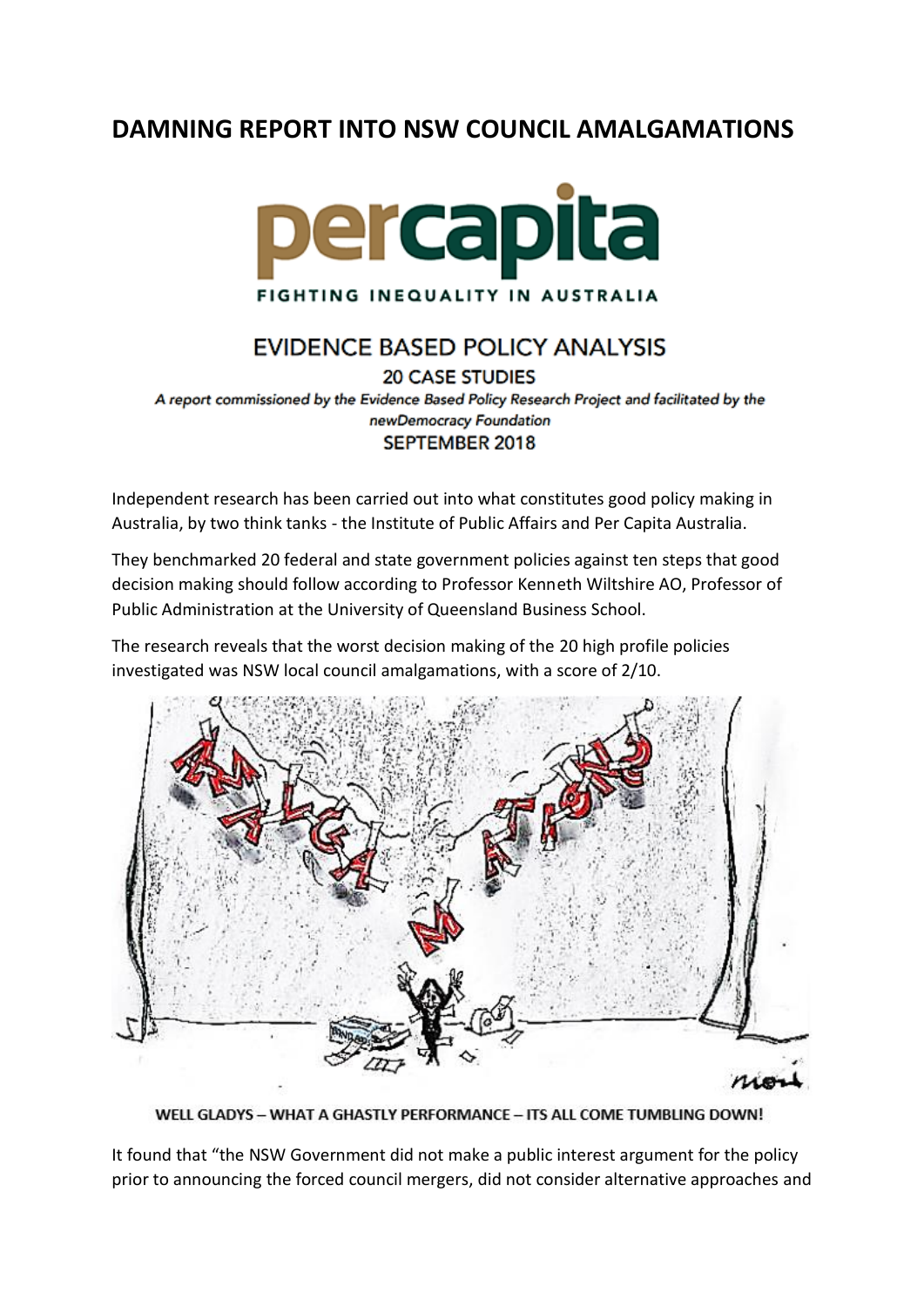# DAMNING REPORT INTO NSW COUNCIL AMALGAMATIONS

percapita

FIGHTING INEQUALITY IN AUSTRALIA

EVIDENCE BASED POLICY ANALYSIS

20 CASE STUDIES

*A report commissioned by the Evidence Based Policy Research Project and facilitated by the newDemocracy Foundation*

SEPTEMBER 2018

Independent research has been carried out into what constitutes good policy making in Australia, by two think tanks - the Institute of Public Affairs and Per Capita Australia.

They benchmarked 20 federal and state government policies against ten steps that good decision making should follow according to Professor Kenneth Wiltshire AO, Professor of Public Administration at the University of Queensland Business School.

The research reveals that the worst decision making of the 20 high profile policies investigated was NSW local council amalgamations, with a score of 2/10.

WELL GLADYS – WHAT A GHASTLY PERFORMANCE – ITS ALL COME TUMBLING DOWN!

It found that "the NSW Government did not make a public interest argument for the policy prior to announcing the forced council mergers, did not consider alternative approaches and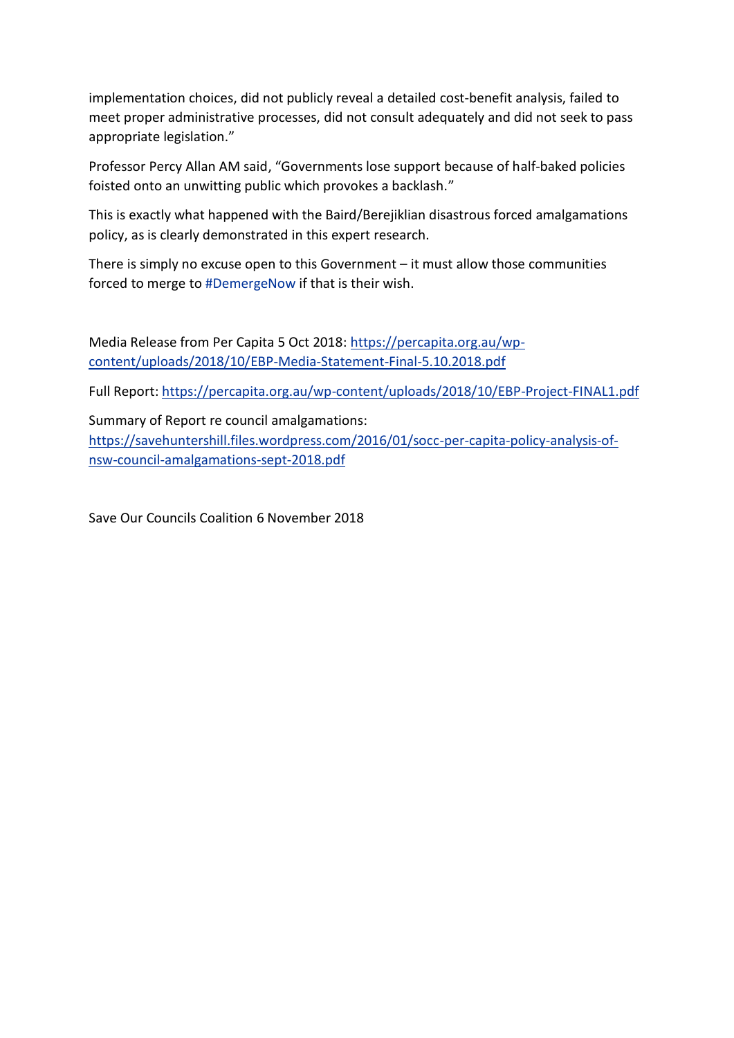implementation choices, did not publicly reveal a detailed cost-benefit analysis, failed to meet proper administrative processes, did not consult adequately and did not seek to pass appropriate legislation."

Professor Percy Allan AM said, "Governments lose support because of half-baked policies foisted onto an unwitting public which provokes a backlash."

This is exactly what happened with the Baird/Berejiklian disastrous forced amalgamations policy, as is clearly demonstrated in this expert research.

There is simply no excuse open to this Government – it must allow those communities forced to merge to #DemergeNow if that is their wish.

Media Release from Per Capita 5 Oct 2018: https://percapita.org.au/wp-content/uploads/2018/10/EBP-Media-Statement-Final-5.10.2018.pdf

Full Report: https://percapita.org.au/wp-content/uploads/2018/10/EBP-Project-FINAL1.pdf

Summary of Report re council amalgamations:
https://savehuntershill.files.wordpress.com/2016/01/socc-per-capita-policy-analysis-of-nsw-council-amalgamations-sept-2018.pdf

Save Our Councils Coalition 6 November 2018